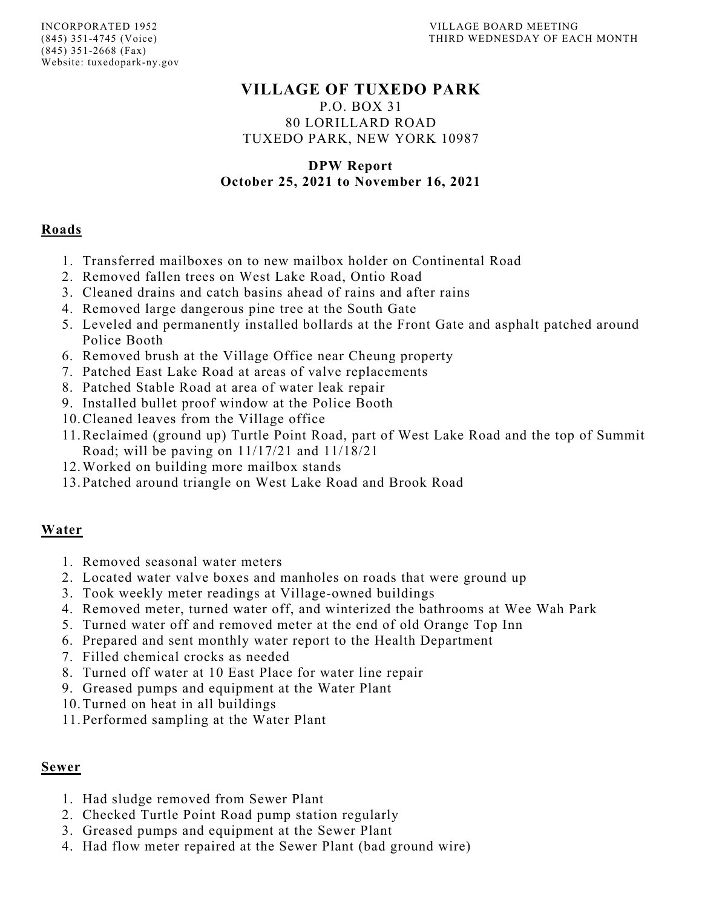INCORPORATED 1952
(845) 351-4745 (Voice)
(845) 351-2668 (Fax)
Website: tuxedopark-ny.gov

VILLAGE BOARD MEETING
THIRD WEDNESDAY OF EACH MONTH

# VILLAGE OF TUXEDO PARK

P.O. BOX 31
80 LORILLARD ROAD
TUXEDO PARK, NEW YORK 10987

**DPW Report**
**October 25, 2021 to November 16, 2021**

## Roads

1. Transferred mailboxes on to new mailbox holder on Continental Road
2. Removed fallen trees on West Lake Road, Ontio Road
3. Cleaned drains and catch basins ahead of rains and after rains
4. Removed large dangerous pine tree at the South Gate
5. Leveled and permanently installed bollards at the Front Gate and asphalt patched around Police Booth
6. Removed brush at the Village Office near Cheung property
7. Patched East Lake Road at areas of valve replacements
8. Patched Stable Road at area of water leak repair
9. Installed bullet proof window at the Police Booth
10. Cleaned leaves from the Village office
11. Reclaimed (ground up) Turtle Point Road, part of West Lake Road and the top of Summit Road; will be paving on 11/17/21 and 11/18/21
12. Worked on building more mailbox stands
13. Patched around triangle on West Lake Road and Brook Road

## Water

1. Removed seasonal water meters
2. Located water valve boxes and manholes on roads that were ground up
3. Took weekly meter readings at Village-owned buildings
4. Removed meter, turned water off, and winterized the bathrooms at Wee Wah Park
5. Turned water off and removed meter at the end of old Orange Top Inn
6. Prepared and sent monthly water report to the Health Department
7. Filled chemical crocks as needed
8. Turned off water at 10 East Place for water line repair
9. Greased pumps and equipment at the Water Plant
10. Turned on heat in all buildings
11. Performed sampling at the Water Plant

## Sewer

1. Had sludge removed from Sewer Plant
2. Checked Turtle Point Road pump station regularly
3. Greased pumps and equipment at the Sewer Plant
4. Had flow meter repaired at the Sewer Plant (bad ground wire)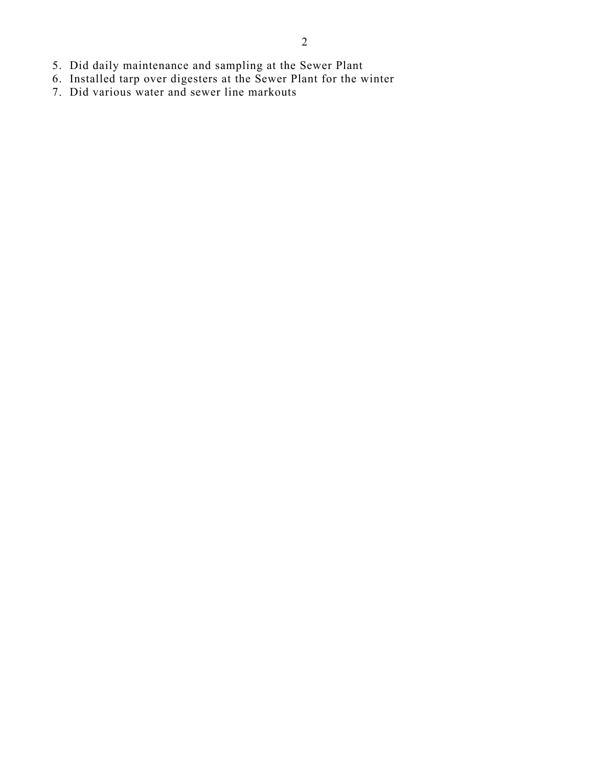5. Did daily maintenance and sampling at the Sewer Plant
6. Installed tarp over digesters at the Sewer Plant for the winter
7. Did various water and sewer line markouts